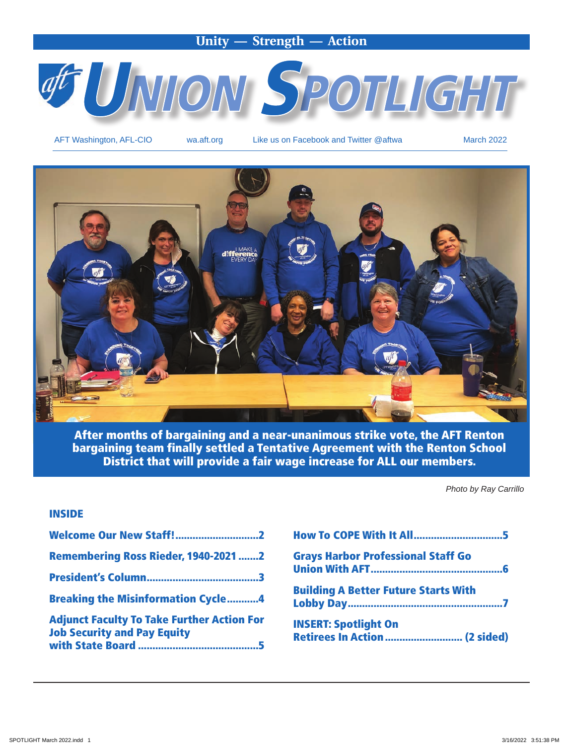Unity — Strength — Action

# Union Spotlight

AFT Washington, AFL-CIO | wa.aft.org | Like us on Facebook and Twitter @aftwa | March 2022

**After months of bargaining and a near-unanimous strike vote, the AFT Renton bargaining team finally settled a Tentative Agreement with the Renton School District that will provide a fair wage increase for ALL our members.**

*Photo by Ray Carrillo*

## INSIDE

**Welcome Our New Staff!............................2**

**Remembering Ross Rieder, 1940-2021 .......2**

**President's Column......................................3**

**Breaking the Misinformation Cycle...........4**

**Adjunct Faculty To Take Further Action For Job Security and Pay Equity with State Board ..........................................5**

**How To COPE With It All..............................5**

**Grays Harbor Professional Staff Go Union With AFT............................................6**

**Building A Better Future Starts With Lobby Day....................................................7**

**INSERT: Spotlight On Retirees In Action .......................... (2 sided)**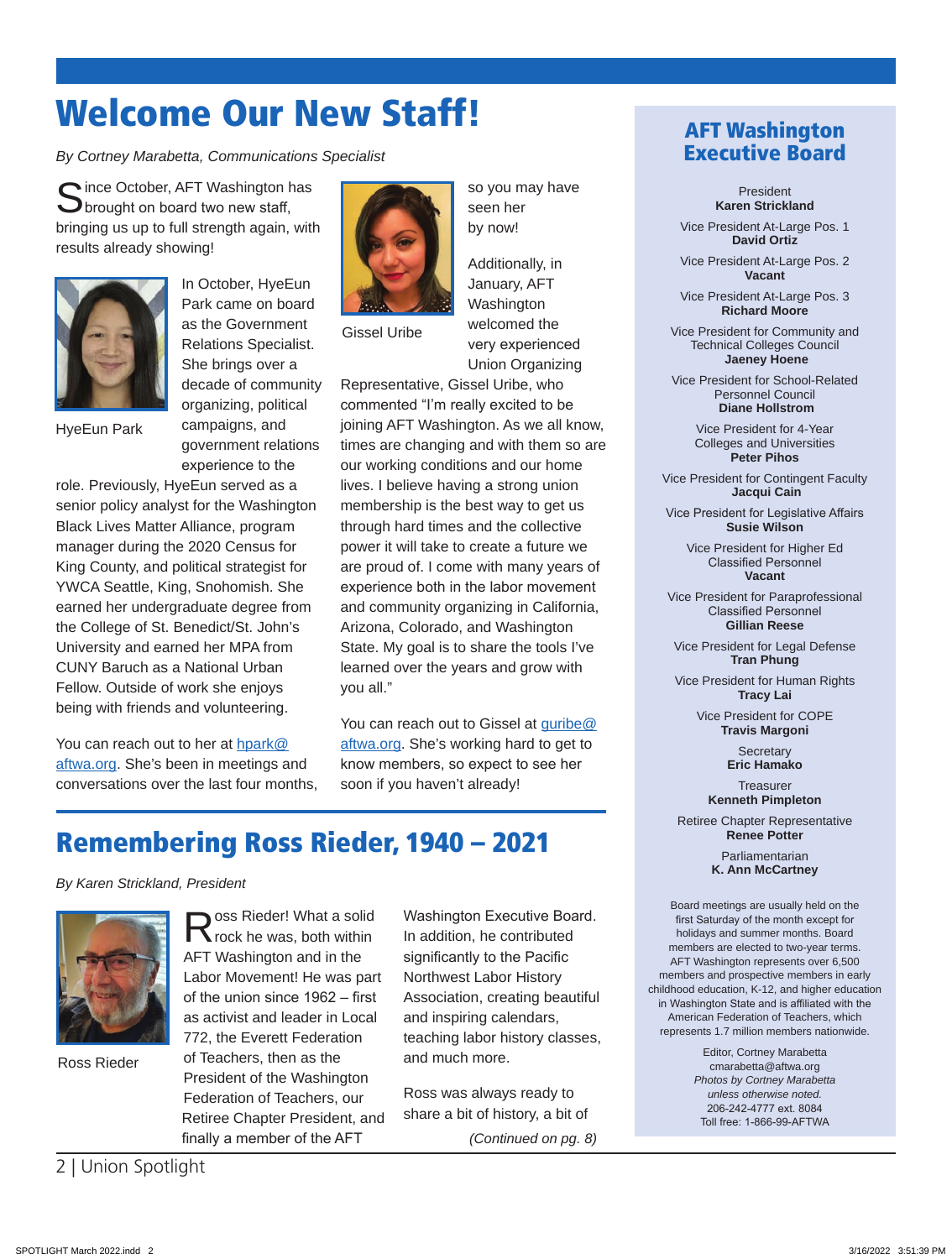# Welcome Our New Staff!

*By Cortney Marabetta, Communications Specialist*

Since October, AFT Washington has brought on board two new staff, bringing us up to full strength again, with results already showing!

HyeEun Park

In October, HyeEun Park came on board as the Government Relations Specialist. She brings over a decade of community organizing, political campaigns, and government relations experience to the role. Previously, HyeEun served as a senior policy analyst for the Washington Black Lives Matter Alliance, program manager during the 2020 Census for King County, and political strategist for YWCA Seattle, King, Snohomish. She earned her undergraduate degree from the College of St. Benedict/St. John's University and earned her MPA from CUNY Baruch as a National Urban Fellow. Outside of work she enjoys being with friends and volunteering.

You can reach out to her at hpark@aftwa.org. She's been in meetings and conversations over the last four months, so you may have seen her by now!

Gissel Uribe

Additionally, in January, AFT Washington welcomed the very experienced Union Organizing Representative, Gissel Uribe, who commented "I'm really excited to be joining AFT Washington. As we all know, times are changing and with them so are our working conditions and our home lives. I believe having a strong union membership is the best way to get us through hard times and the collective power it will take to create a future we are proud of. I come with many years of experience both in the labor movement and community organizing in California, Arizona, Colorado, and Washington State. My goal is to share the tools I've learned over the years and grow with you all."

You can reach out to Gissel at guribe@aftwa.org. She's working hard to get to know members, so expect to see her soon if you haven't already!

# Remembering Ross Rieder, 1940 – 2021

*By Karen Strickland, President*

Ross Rieder

Ross Rieder! What a solid rock he was, both within AFT Washington and in the Labor Movement! He was part of the union since 1962 – first as activist and leader in Local 772, the Everett Federation of Teachers, then as the President of the Washington Federation of Teachers, our Retiree Chapter President, and finally a member of the AFT Washington Executive Board. In addition, he contributed significantly to the Pacific Northwest Labor History Association, creating beautiful and inspiring calendars, teaching labor history classes, and much more.

Ross was always ready to share a bit of history, a bit of

*(Continued on pg. 8)*

## AFT Washington Executive Board

President
**Karen Strickland**

Vice President At-Large Pos. 1
**David Ortiz**

Vice President At-Large Pos. 2
**Vacant**

Vice President At-Large Pos. 3
**Richard Moore**

Vice President for Community and Technical Colleges Council
**Jaeney Hoene**

Vice President for School-Related Personnel Council
**Diane Hollstrom**

Vice President for 4-Year Colleges and Universities
**Peter Pihos**

Vice President for Contingent Faculty
**Jacqui Cain**

Vice President for Legislative Affairs
**Susie Wilson**

Vice President for Higher Ed Classified Personnel
**Vacant**

Vice President for Paraprofessional Classified Personnel
**Gillian Reese**

Vice President for Legal Defense
**Tran Phung**

Vice President for Human Rights
**Tracy Lai**

Vice President for COPE
**Travis Margoni**

Secretary
**Eric Hamako**

Treasurer
**Kenneth Pimpleton**

Retiree Chapter Representative
**Renee Potter**

Parliamentarian
**K. Ann McCartney**

Board meetings are usually held on the first Saturday of the month except for holidays and summer months. Board members are elected to two-year terms. AFT Washington represents over 6,500 members and prospective members in early childhood education, K-12, and higher education in Washington State and is affiliated with the American Federation of Teachers, which represents 1.7 million members nationwide.

Editor, Cortney Marabetta
cmarabetta@aftwa.org
*Photos by Cortney Marabetta unless otherwise noted.*
206-242-4777 ext. 8084
Toll free: 1-866-99-AFTWA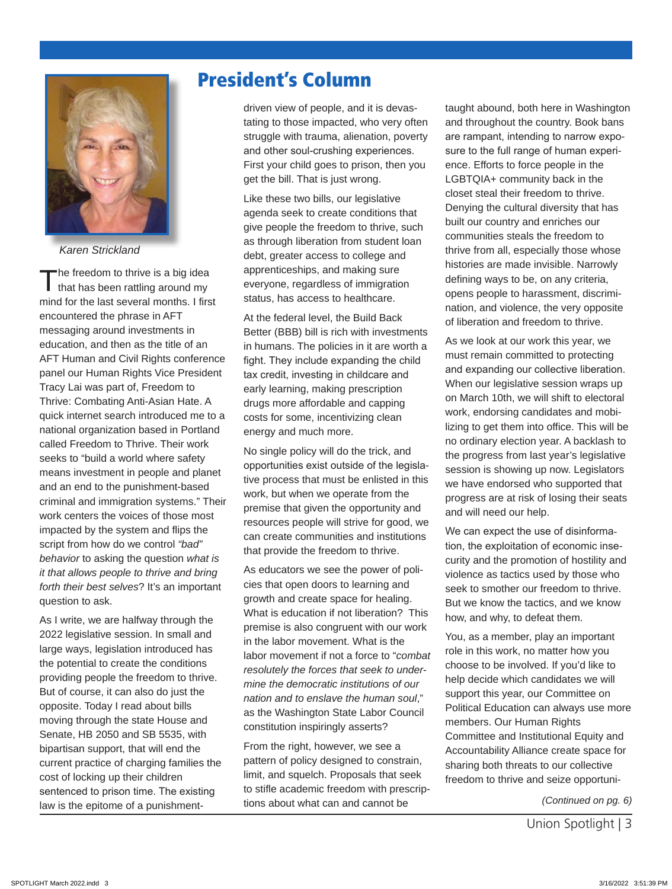# President's Column

*Karen Strickland*

The freedom to thrive is a big idea that has been rattling around my mind for the last several months. I first encountered the phrase in AFT messaging around investments in education, and then as the title of an AFT Human and Civil Rights conference panel our Human Rights Vice President Tracy Lai was part of, Freedom to Thrive: Combating Anti-Asian Hate. A quick internet search introduced me to a national organization based in Portland called Freedom to Thrive. Their work seeks to "build a world where safety means investment in people and planet and an end to the punishment-based criminal and immigration systems." Their work centers the voices of those most impacted by the system and flips the script from how do we control *"bad" behavior* to asking the question *what is it that allows people to thrive and bring forth their best selves*? It's an important question to ask.

As I write, we are halfway through the 2022 legislative session. In small and large ways, legislation introduced has the potential to create the conditions providing people the freedom to thrive. But of course, it can also do just the opposite. Today I read about bills moving through the state House and Senate, HB 2050 and SB 5535, with bipartisan support, that will end the current practice of charging families the cost of locking up their children sentenced to prison time. The existing law is the epitome of a punishment-driven view of people, and it is devastating to those impacted, who very often struggle with trauma, alienation, poverty and other soul-crushing experiences. First your child goes to prison, then you get the bill. That is just wrong.

Like these two bills, our legislative agenda seek to create conditions that give people the freedom to thrive, such as through liberation from student loan debt, greater access to college and apprenticeships, and making sure everyone, regardless of immigration status, has access to healthcare.

At the federal level, the Build Back Better (BBB) bill is rich with investments in humans. The policies in it are worth a fight. They include expanding the child tax credit, investing in childcare and early learning, making prescription drugs more affordable and capping costs for some, incentivizing clean energy and much more.

No single policy will do the trick, and opportunities exist outside of the legislative process that must be enlisted in this work, but when we operate from the premise that given the opportunity and resources people will strive for good, we can create communities and institutions that provide the freedom to thrive.

As educators we see the power of policies that open doors to learning and growth and create space for healing. What is education if not liberation? This premise is also congruent with our work in the labor movement. What is the labor movement if not a force to "*combat resolutely the forces that seek to undermine the democratic institutions of our nation and to enslave the human soul*," as the Washington State Labor Council constitution inspiringly asserts?

From the right, however, we see a pattern of policy designed to constrain, limit, and squelch. Proposals that seek to stifle academic freedom with prescriptions about what can and cannot be taught abound, both here in Washington and throughout the country. Book bans are rampant, intending to narrow exposure to the full range of human experience. Efforts to force people in the LGBTQIA+ community back in the closet steal their freedom to thrive. Denying the cultural diversity that has built our country and enriches our communities steals the freedom to thrive from all, especially those whose histories are made invisible. Narrowly defining ways to be, on any criteria, opens people to harassment, discrimination, and violence, the very opposite of liberation and freedom to thrive.

As we look at our work this year, we must remain committed to protecting and expanding our collective liberation. When our legislative session wraps up on March 10th, we will shift to electoral work, endorsing candidates and mobilizing to get them into office. This will be no ordinary election year. A backlash to the progress from last year's legislative session is showing up now. Legislators we have endorsed who support that progress are at risk of losing their seats and will need our help.

We can expect the use of disinformation, the exploitation of economic insecurity and the promotion of hostility and violence as tactics used by those who seek to smother our freedom to thrive. But we know the tactics, and we know how, and why, to defeat them.

You, as a member, play an important role in this work, no matter how you choose to be involved. If you'd like to help decide which candidates we will support this year, our Committee on Political Education can always use more members. Our Human Rights Committee and Institutional Equity and Accountability Alliance create space for sharing both threats to our collective freedom to thrive and seize opportuni-

*(Continued on pg. 6)*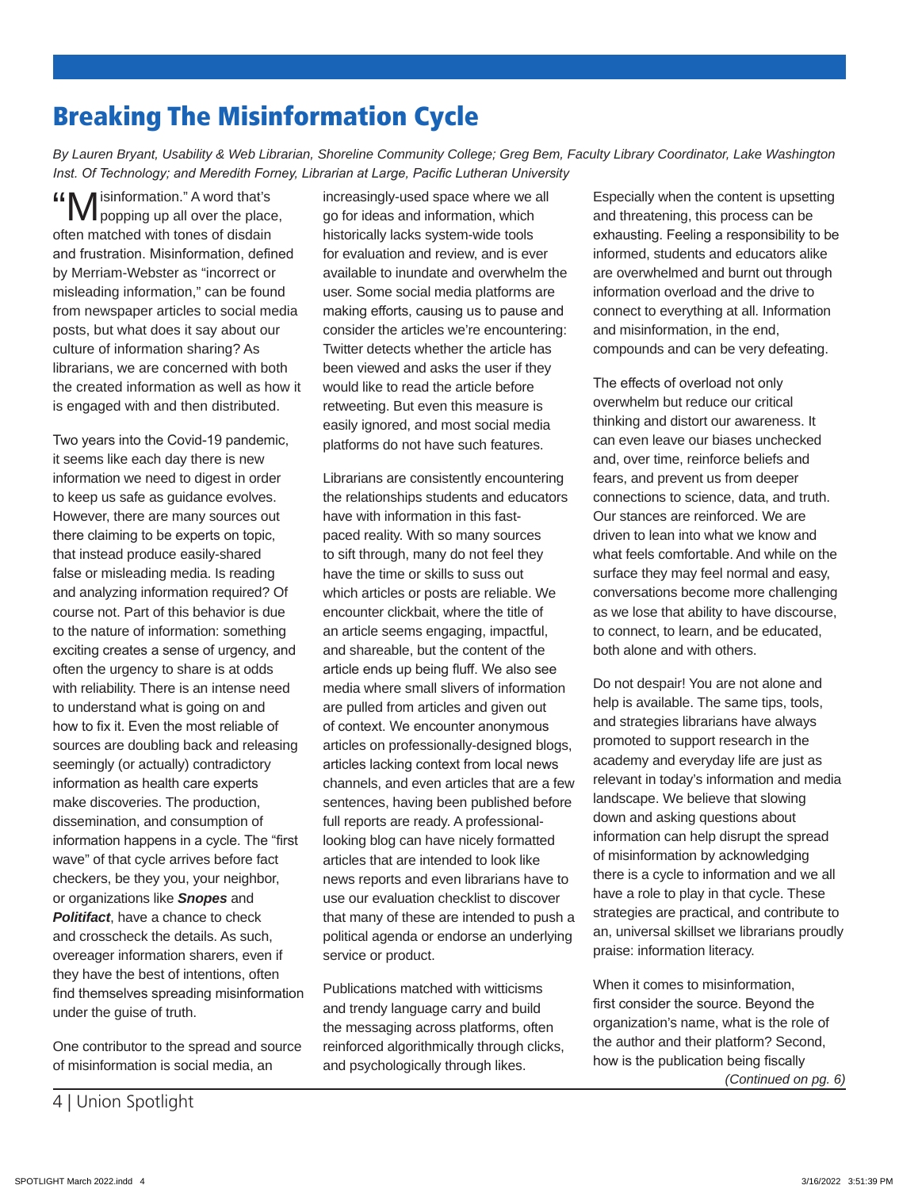# Breaking The Misinformation Cycle

*By Lauren Bryant, Usability & Web Librarian, Shoreline Community College; Greg Bem, Faculty Library Coordinator, Lake Washington Inst. Of Technology; and Meredith Forney, Librarian at Large, Pacific Lutheran University*

"Misinformation." A word that's popping up all over the place, often matched with tones of disdain and frustration. Misinformation, defined by Merriam-Webster as "incorrect or misleading information," can be found from newspaper articles to social media posts, but what does it say about our culture of information sharing? As librarians, we are concerned with both the created information as well as how it is engaged with and then distributed.

Two years into the Covid-19 pandemic, it seems like each day there is new information we need to digest in order to keep us safe as guidance evolves. However, there are many sources out there claiming to be experts on topic, that instead produce easily-shared false or misleading media. Is reading and analyzing information required? Of course not. Part of this behavior is due to the nature of information: something exciting creates a sense of urgency, and often the urgency to share is at odds with reliability. There is an intense need to understand what is going on and how to fix it. Even the most reliable of sources are doubling back and releasing seemingly (or actually) contradictory information as health care experts make discoveries. The production, dissemination, and consumption of information happens in a cycle. The "first wave" of that cycle arrives before fact checkers, be they you, your neighbor, or organizations like ***Snopes*** and ***Politifact***, have a chance to check and crosscheck the details. As such, overeager information sharers, even if they have the best of intentions, often find themselves spreading misinformation under the guise of truth.

One contributor to the spread and source of misinformation is social media, an increasingly-used space where we all go for ideas and information, which historically lacks system-wide tools for evaluation and review, and is ever available to inundate and overwhelm the user. Some social media platforms are making efforts, causing us to pause and consider the articles we're encountering: Twitter detects whether the article has been viewed and asks the user if they would like to read the article before retweeting. But even this measure is easily ignored, and most social media platforms do not have such features.

Librarians are consistently encountering the relationships students and educators have with information in this fast-paced reality. With so many sources to sift through, many do not feel they have the time or skills to suss out which articles or posts are reliable. We encounter clickbait, where the title of an article seems engaging, impactful, and shareable, but the content of the article ends up being fluff. We also see media where small slivers of information are pulled from articles and given out of context. We encounter anonymous articles on professionally-designed blogs, articles lacking context from local news channels, and even articles that are a few sentences, having been published before full reports are ready. A professional-looking blog can have nicely formatted articles that are intended to look like news reports and even librarians have to use our evaluation checklist to discover that many of these are intended to push a political agenda or endorse an underlying service or product.

Publications matched with witticisms and trendy language carry and build the messaging across platforms, often reinforced algorithmically through clicks, and psychologically through likes. Especially when the content is upsetting and threatening, this process can be exhausting. Feeling a responsibility to be informed, students and educators alike are overwhelmed and burnt out through information overload and the drive to connect to everything at all. Information and misinformation, in the end, compounds and can be very defeating.

The effects of overload not only overwhelm but reduce our critical thinking and distort our awareness. It can even leave our biases unchecked and, over time, reinforce beliefs and fears, and prevent us from deeper connections to science, data, and truth. Our stances are reinforced. We are driven to lean into what we know and what feels comfortable. And while on the surface they may feel normal and easy, conversations become more challenging as we lose that ability to have discourse, to connect, to learn, and be educated, both alone and with others.

Do not despair! You are not alone and help is available. The same tips, tools, and strategies librarians have always promoted to support research in the academy and everyday life are just as relevant in today's information and media landscape. We believe that slowing down and asking questions about information can help disrupt the spread of misinformation by acknowledging there is a cycle to information and we all have a role to play in that cycle. These strategies are practical, and contribute to an, universal skillset we librarians proudly praise: information literacy.

When it comes to misinformation, first consider the source. Beyond the organization's name, what is the role of the author and their platform? Second, how is the publication being fiscally

*(Continued on pg. 6)*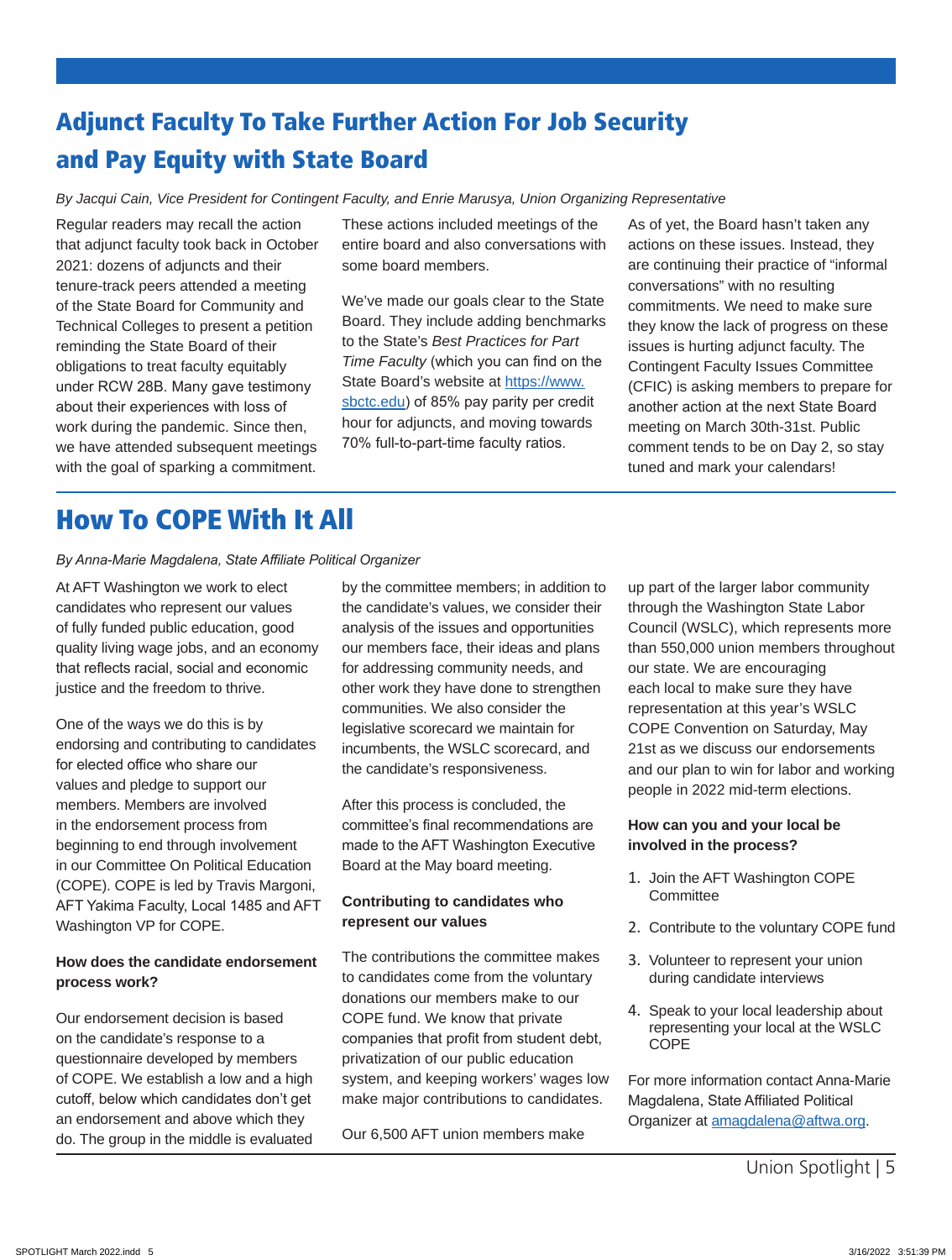## Adjunct Faculty To Take Further Action For Job Security and Pay Equity with State Board

*By Jacqui Cain, Vice President for Contingent Faculty, and Enrie Marusya, Union Organizing Representative*

Regular readers may recall the action that adjunct faculty took back in October 2021: dozens of adjuncts and their tenure-track peers attended a meeting of the State Board for Community and Technical Colleges to present a petition reminding the State Board of their obligations to treat faculty equitably under RCW 28B. Many gave testimony about their experiences with loss of work during the pandemic. Since then, we have attended subsequent meetings with the goal of sparking a commitment. These actions included meetings of the entire board and also conversations with some board members.

We've made our goals clear to the State Board. They include adding benchmarks to the State's *Best Practices for Part Time Faculty* (which you can find on the State Board's website at [https://www.sbctc.edu](https://www.sbctc.edu)) of 85% pay parity per credit hour for adjuncts, and moving towards 70% full-to-part-time faculty ratios.

As of yet, the Board hasn't taken any actions on these issues. Instead, they are continuing their practice of "informal conversations" with no resulting commitments. We need to make sure they know the lack of progress on these issues is hurting adjunct faculty. The Contingent Faculty Issues Committee (CFIC) is asking members to prepare for another action at the next State Board meeting on March 30th-31st. Public comment tends to be on Day 2, so stay tuned and mark your calendars!

## How To COPE With It All

*By Anna-Marie Magdalena, State Affiliate Political Organizer*

At AFT Washington we work to elect candidates who represent our values of fully funded public education, good quality living wage jobs, and an economy that reflects racial, social and economic justice and the freedom to thrive.

One of the ways we do this is by endorsing and contributing to candidates for elected office who share our values and pledge to support our members. Members are involved in the endorsement process from beginning to end through involvement in our Committee On Political Education (COPE). COPE is led by Travis Margoni, AFT Yakima Faculty, Local 1485 and AFT Washington VP for COPE.

**How does the candidate endorsement process work?**

Our endorsement decision is based on the candidate's response to a questionnaire developed by members of COPE. We establish a low and a high cutoff, below which candidates don't get an endorsement and above which they do. The group in the middle is evaluated by the committee members; in addition to the candidate's values, we consider their analysis of the issues and opportunities our members face, their ideas and plans for addressing community needs, and other work they have done to strengthen communities. We also consider the legislative scorecard we maintain for incumbents, the WSLC scorecard, and the candidate's responsiveness.

After this process is concluded, the committee's final recommendations are made to the AFT Washington Executive Board at the May board meeting.

**Contributing to candidates who represent our values**

The contributions the committee makes to candidates come from the voluntary donations our members make to our COPE fund. We know that private companies that profit from student debt, privatization of our public education system, and keeping workers' wages low make major contributions to candidates.

Our 6,500 AFT union members make up part of the larger labor community through the Washington State Labor Council (WSLC), which represents more than 550,000 union members throughout our state. We are encouraging each local to make sure they have representation at this year's WSLC COPE Convention on Saturday, May 21st as we discuss our endorsements and our plan to win for labor and working people in 2022 mid-term elections.

**How can you and your local be involved in the process?**

1. Join the AFT Washington COPE Committee
2. Contribute to the voluntary COPE fund
3. Volunteer to represent your union during candidate interviews
4. Speak to your local leadership about representing your local at the WSLC COPE

For more information contact Anna-Marie Magdalena, State Affiliated Political Organizer at [amagdalena@aftwa.org](mailto:amagdalena@aftwa.org).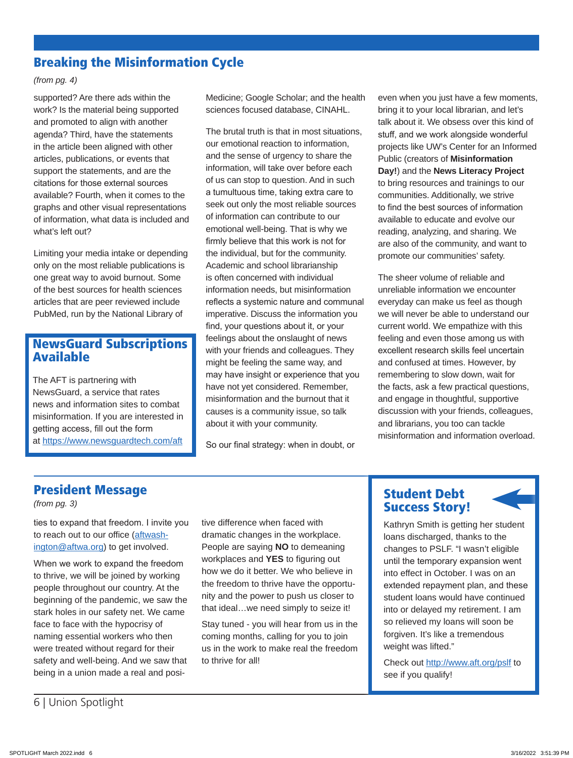## Breaking the Misinformation Cycle

*(from pg. 4)*

supported? Are there ads within the work? Is the material being supported and promoted to align with another agenda? Third, have the statements in the article been aligned with other articles, publications, or events that support the statements, and are the citations for those external sources available? Fourth, when it comes to the graphs and other visual representations of information, what data is included and what's left out?

Limiting your media intake or depending only on the most reliable publications is one great way to avoid burnout. Some of the best sources for health sciences articles that are peer reviewed include PubMed, run by the National Library of Medicine; Google Scholar; and the health sciences focused database, CINAHL.

The brutal truth is that in most situations, our emotional reaction to information, and the sense of urgency to share the information, will take over before each of us can stop to question. And in such a tumultuous time, taking extra care to seek out only the most reliable sources of information can contribute to our emotional well-being. That is why we firmly believe that this work is not for the individual, but for the community. Academic and school librarianship is often concerned with individual information needs, but misinformation reflects a systemic nature and communal imperative. Discuss the information you find, your questions about it, or your feelings about the onslaught of news with your friends and colleagues. They might be feeling the same way, and may have insight or experience that you have not yet considered. Remember, misinformation and the burnout that it causes is a community issue, so talk about it with your community.

So our final strategy: when in doubt, or even when you just have a few moments, bring it to your local librarian, and let's talk about it. We obsess over this kind of stuff, and we work alongside wonderful projects like UW's Center for an Informed Public (creators of **Misinformation Day!**) and the **News Literacy Project** to bring resources and trainings to our communities. Additionally, we strive to find the best sources of information available to educate and evolve our reading, analyzing, and sharing. We are also of the community, and want to promote our communities' safety.

The sheer volume of reliable and unreliable information we encounter everyday can make us feel as though we will never be able to understand our current world. We empathize with this feeling and even those among us with excellent research skills feel uncertain and confused at times. However, by remembering to slow down, wait for the facts, ask a few practical questions, and engage in thoughtful, supportive discussion with your friends, colleagues, and librarians, you too can tackle misinformation and information overload.

### NewsGuard Subscriptions Available

The AFT is partnering with NewsGuard, a service that rates news and information sites to combat misinformation. If you are interested in getting access, fill out the form at https://www.newsguardtech.com/aft

## President Message

*(from pg. 3)*

ties to expand that freedom. I invite you to reach out to our office (aftwashington@aftwa.org) to get involved.

When we work to expand the freedom to thrive, we will be joined by working people throughout our country. At the beginning of the pandemic, we saw the stark holes in our safety net. We came face to face with the hypocrisy of naming essential workers who then were treated without regard for their safety and well-being. And we saw that being in a union made a real and positive difference when faced with dramatic changes in the workplace. People are saying **NO** to demeaning workplaces and **YES** to figuring out how we do it better. We who believe in the freedom to thrive have the opportunity and the power to push us closer to that ideal…we need simply to seize it!

Stay tuned - you will hear from us in the coming months, calling for you to join us in the work to make real the freedom to thrive for all!

### Student Debt Success Story!

Kathryn Smith is getting her student loans discharged, thanks to the changes to PSLF. "I wasn't eligible until the temporary expansion went into effect in October. I was on an extended repayment plan, and these student loans would have continued into or delayed my retirement. I am so relieved my loans will soon be forgiven. It's like a tremendous weight was lifted."

Check out http://www.aft.org/pslf to see if you qualify!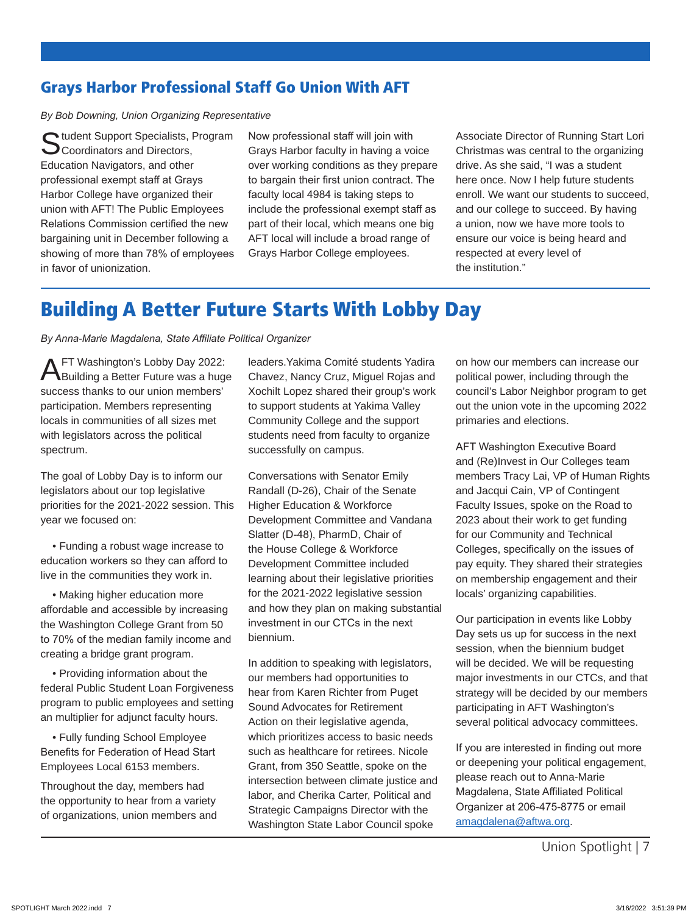## Grays Harbor Professional Staff Go Union With AFT

*By Bob Downing, Union Organizing Representative*

Student Support Specialists, Program Coordinators and Directors, Education Navigators, and other professional exempt staff at Grays Harbor College have organized their union with AFT! The Public Employees Relations Commission certified the new bargaining unit in December following a showing of more than 78% of employees in favor of unionization.

Now professional staff will join with Grays Harbor faculty in having a voice over working conditions as they prepare to bargain their first union contract. The faculty local 4984 is taking steps to include the professional exempt staff as part of their local, which means one big AFT local will include a broad range of Grays Harbor College employees.

Associate Director of Running Start Lori Christmas was central to the organizing drive. As she said, "I was a student here once. Now I help future students enroll. We want our students to succeed, and our college to succeed. By having a union, now we have more tools to ensure our voice is being heard and respected at every level of the institution."

## Building A Better Future Starts With Lobby Day

*By Anna-Marie Magdalena, State Affiliate Political Organizer*

AFT Washington's Lobby Day 2022: Building a Better Future was a huge success thanks to our union members' participation. Members representing locals in communities of all sizes met with legislators across the political spectrum.

The goal of Lobby Day is to inform our legislators about our top legislative priorities for the 2021-2022 session. This year we focused on:

- Funding a robust wage increase to education workers so they can afford to live in the communities they work in.
- Making higher education more affordable and accessible by increasing the Washington College Grant from 50 to 70% of the median family income and creating a bridge grant program.
- Providing information about the federal Public Student Loan Forgiveness program to public employees and setting an multiplier for adjunct faculty hours.
- Fully funding School Employee Benefits for Federation of Head Start Employees Local 6153 members.

Throughout the day, members had the opportunity to hear from a variety of organizations, union members and leaders.Yakima Comité students Yadira Chavez, Nancy Cruz, Miguel Rojas and Xochilt Lopez shared their group's work to support students at Yakima Valley Community College and the support students need from faculty to organize successfully on campus.

Conversations with Senator Emily Randall (D-26), Chair of the Senate Higher Education & Workforce Development Committee and Vandana Slatter (D-48), PharmD, Chair of the House College & Workforce Development Committee included learning about their legislative priorities for the 2021-2022 legislative session and how they plan on making substantial investment in our CTCs in the next biennium.

In addition to speaking with legislators, our members had opportunities to hear from Karen Richter from Puget Sound Advocates for Retirement Action on their legislative agenda, which prioritizes access to basic needs such as healthcare for retirees. Nicole Grant, from 350 Seattle, spoke on the intersection between climate justice and labor, and Cherika Carter, Political and Strategic Campaigns Director with the Washington State Labor Council spoke on how our members can increase our political power, including through the council's Labor Neighbor program to get out the union vote in the upcoming 2022 primaries and elections.

AFT Washington Executive Board and (Re)Invest in Our Colleges team members Tracy Lai, VP of Human Rights and Jacqui Cain, VP of Contingent Faculty Issues, spoke on the Road to 2023 about their work to get funding for our Community and Technical Colleges, specifically on the issues of pay equity. They shared their strategies on membership engagement and their locals' organizing capabilities.

Our participation in events like Lobby Day sets us up for success in the next session, when the biennium budget will be decided. We will be requesting major investments in our CTCs, and that strategy will be decided by our members participating in AFT Washington's several political advocacy committees.

If you are interested in finding out more or deepening your political engagement, please reach out to Anna-Marie Magdalena, State Affiliated Political Organizer at 206-475-8775 or email amagdalena@aftwa.org.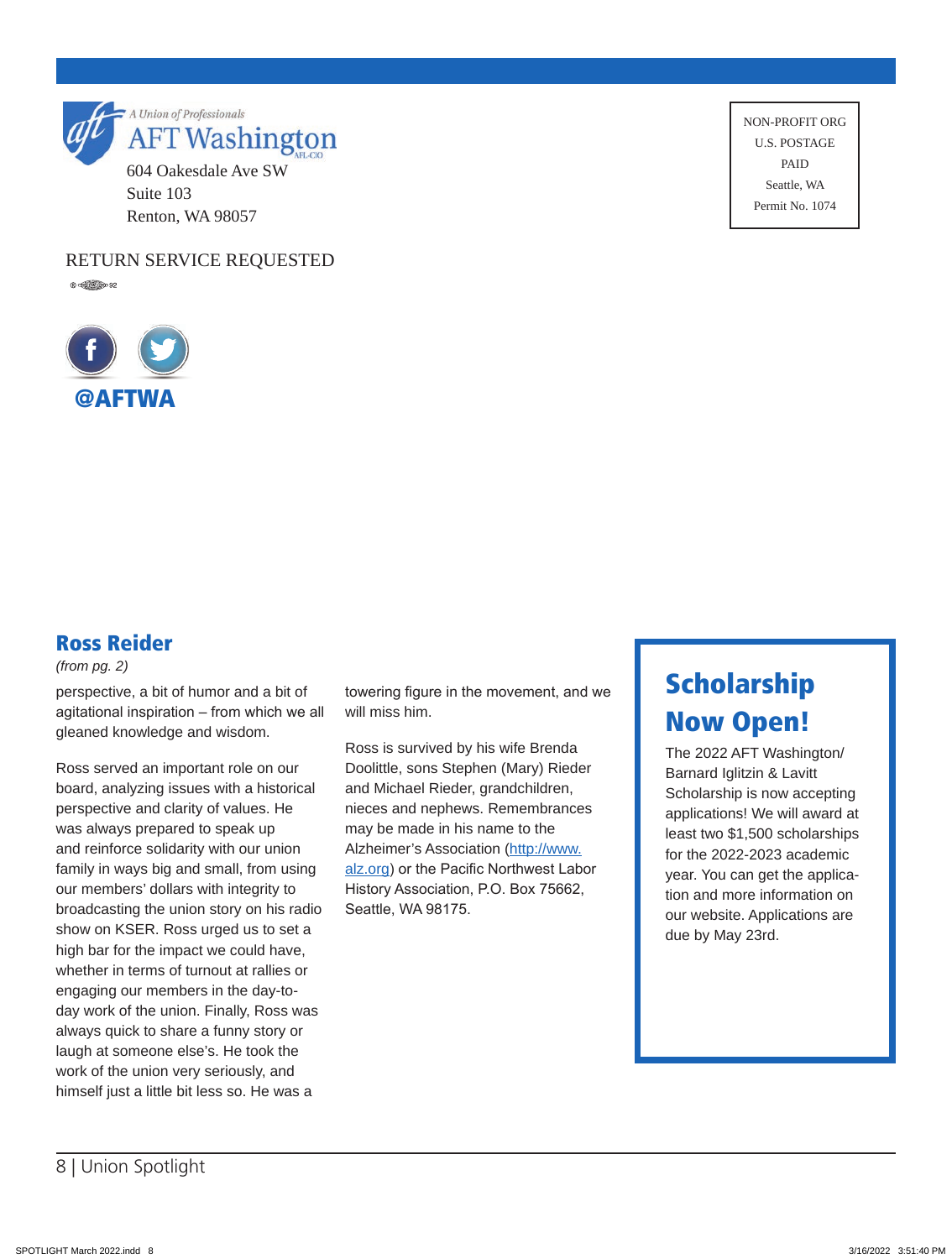A Union of Professionals

AFT Washington AFL-CIO

604 Oakesdale Ave SW
Suite 103
Renton, WA 98057

RETURN SERVICE REQUESTED

NON-PROFIT ORG
U.S. POSTAGE
PAID
Seattle, WA
Permit No. 1074

@AFTWA

## Ross Reider

*(from pg. 2)*

perspective, a bit of humor and a bit of agitational inspiration – from which we all gleaned knowledge and wisdom.

Ross served an important role on our board, analyzing issues with a historical perspective and clarity of values. He was always prepared to speak up and reinforce solidarity with our union family in ways big and small, from using our members' dollars with integrity to broadcasting the union story on his radio show on KSER. Ross urged us to set a high bar for the impact we could have, whether in terms of turnout at rallies or engaging our members in the day-to-day work of the union. Finally, Ross was always quick to share a funny story or laugh at someone else's. He took the work of the union very seriously, and himself just a little bit less so. He was a towering figure in the movement, and we will miss him.

Ross is survived by his wife Brenda Doolittle, sons Stephen (Mary) Rieder and Michael Rieder, grandchildren, nieces and nephews. Remembrances may be made in his name to the Alzheimer's Association (http://www.alz.org) or the Pacific Northwest Labor History Association, P.O. Box 75662, Seattle, WA 98175.

## Scholarship Now Open!

The 2022 AFT Washington/ Barnard Iglitzin & Lavitt Scholarship is now accepting applications! We will award at least two $1,500 scholarships for the 2022-2023 academic year. You can get the application and more information on our website. Applications are due by May 23rd.